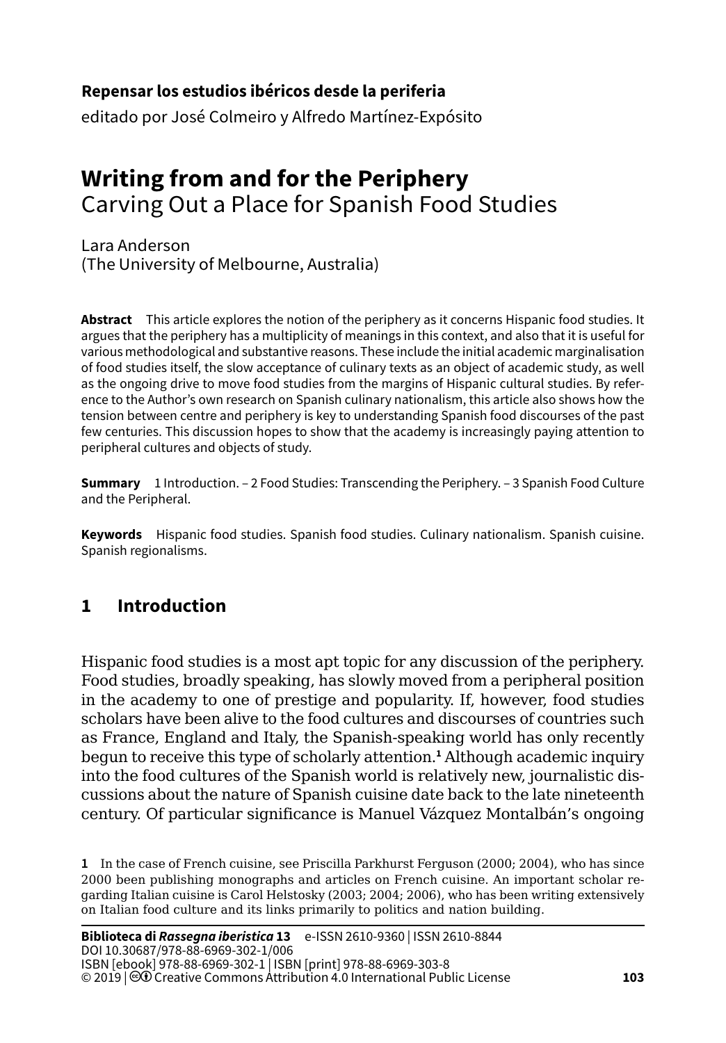**Repensar los estudios ibéricos desde la periferia**
editado por José Colmeiro y Alfredo Martínez-Expósito

# Writing from and for the Periphery
## Carving Out a Place for Spanish Food Studies

Lara Anderson
(The University of Melbourne, Australia)

**Abstract** This article explores the notion of the periphery as it concerns Hispanic food studies. It argues that the periphery has a multiplicity of meanings in this context, and also that it is useful for various methodological and substantive reasons. These include the initial academic marginalisation of food studies itself, the slow acceptance of culinary texts as an object of academic study, as well as the ongoing drive to move food studies from the margins of Hispanic cultural studies. By reference to the Author's own research on Spanish culinary nationalism, this article also shows how the tension between centre and periphery is key to understanding Spanish food discourses of the past few centuries. This discussion hopes to show that the academy is increasingly paying attention to peripheral cultures and objects of study.

**Summary** 1 Introduction. – 2 Food Studies: Transcending the Periphery. – 3 Spanish Food Culture and the Peripheral.

**Keywords** Hispanic food studies. Spanish food studies. Culinary nationalism. Spanish cuisine. Spanish regionalisms.

## 1 Introduction

Hispanic food studies is a most apt topic for any discussion of the periphery. Food studies, broadly speaking, has slowly moved from a peripheral position in the academy to one of prestige and popularity. If, however, food studies scholars have been alive to the food cultures and discourses of countries such as France, England and Italy, the Spanish-speaking world has only recently begun to receive this type of scholarly attention.[1] Although academic inquiry into the food cultures of the Spanish world is relatively new, journalistic discussions about the nature of Spanish cuisine date back to the late nineteenth century. Of particular significance is Manuel Vázquez Montalbán's ongoing

[1] In the case of French cuisine, see Priscilla Parkhurst Ferguson (2000; 2004), who has since 2000 been publishing monographs and articles on French cuisine. An important scholar regarding Italian cuisine is Carol Helstosky (2003; 2004; 2006), who has been writing extensively on Italian food culture and its links primarily to politics and nation building.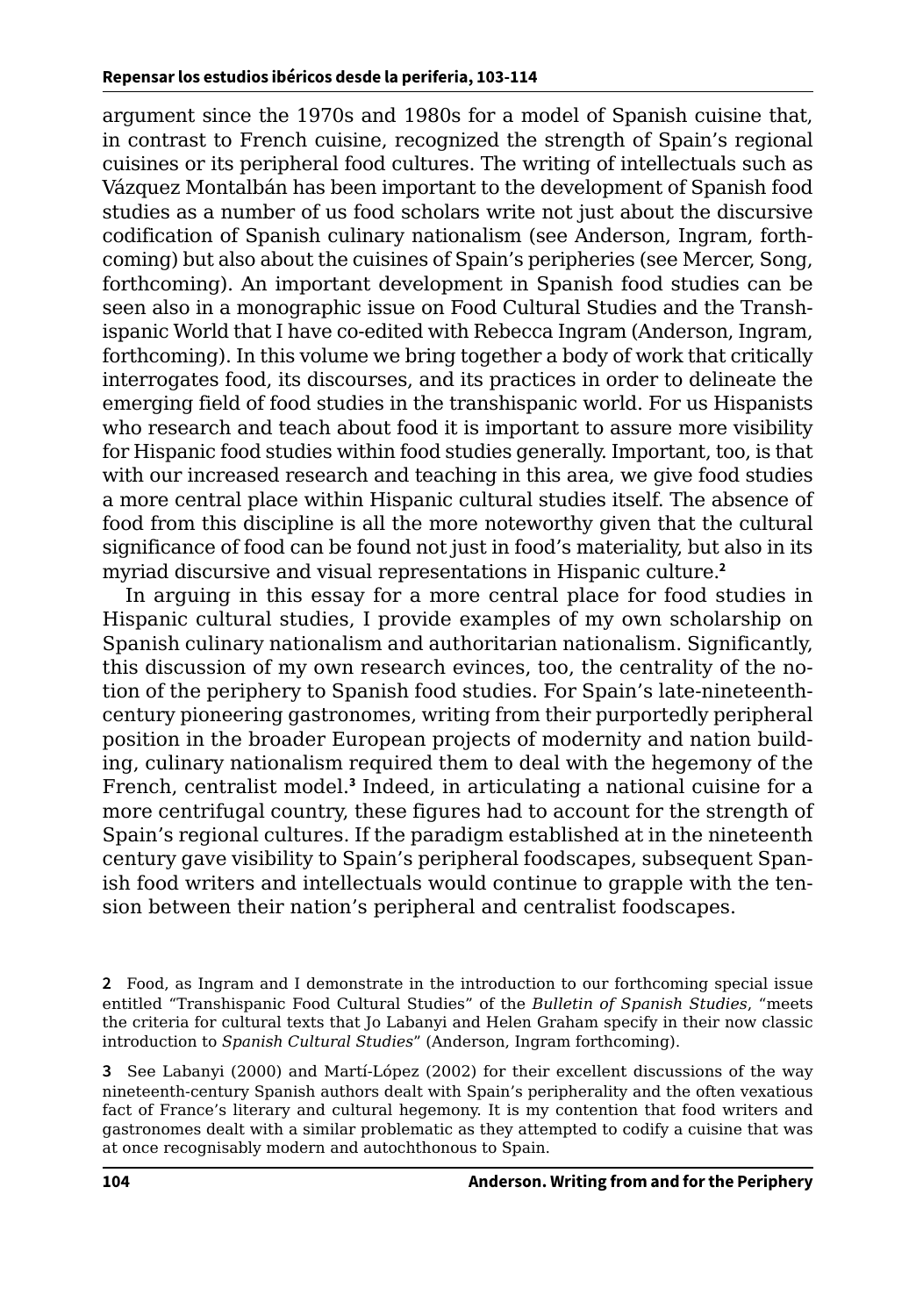argument since the 1970s and 1980s for a model of Spanish cuisine that, in contrast to French cuisine, recognized the strength of Spain's regional cuisines or its peripheral food cultures. The writing of intellectuals such as Vázquez Montalbán has been important to the development of Spanish food studies as a number of us food scholars write not just about the discursive codification of Spanish culinary nationalism (see Anderson, Ingram, forthcoming) but also about the cuisines of Spain's peripheries (see Mercer, Song, forthcoming). An important development in Spanish food studies can be seen also in a monographic issue on Food Cultural Studies and the Transhispanic World that I have co-edited with Rebecca Ingram (Anderson, Ingram, forthcoming). In this volume we bring together a body of work that critically interrogates food, its discourses, and its practices in order to delineate the emerging field of food studies in the transhispanic world. For us Hispanists who research and teach about food it is important to assure more visibility for Hispanic food studies within food studies generally. Important, too, is that with our increased research and teaching in this area, we give food studies a more central place within Hispanic cultural studies itself. The absence of food from this discipline is all the more noteworthy given that the cultural significance of food can be found not just in food's materiality, but also in its myriad discursive and visual representations in Hispanic culture.[2]

In arguing in this essay for a more central place for food studies in Hispanic cultural studies, I provide examples of my own scholarship on Spanish culinary nationalism and authoritarian nationalism. Significantly, this discussion of my own research evinces, too, the centrality of the notion of the periphery to Spanish food studies. For Spain's late-nineteenth-century pioneering gastronomes, writing from their purportedly peripheral position in the broader European projects of modernity and nation building, culinary nationalism required them to deal with the hegemony of the French, centralist model.[3] Indeed, in articulating a national cuisine for a more centrifugal country, these figures had to account for the strength of Spain's regional cultures. If the paradigm established at in the nineteenth century gave visibility to Spain's peripheral foodscapes, subsequent Spanish food writers and intellectuals would continue to grapple with the tension between their nation's peripheral and centralist foodscapes.

[2] Food, as Ingram and I demonstrate in the introduction to our forthcoming special issue entitled "Transhispanic Food Cultural Studies" of the *Bulletin of Spanish Studies*, "meets the criteria for cultural texts that Jo Labanyi and Helen Graham specify in their now classic introduction to *Spanish Cultural Studies*" (Anderson, Ingram forthcoming).

[3] See Labanyi (2000) and Martí-López (2002) for their excellent discussions of the way nineteenth-century Spanish authors dealt with Spain's peripherality and the often vexatious fact of France's literary and cultural hegemony. It is my contention that food writers and gastronomes dealt with a similar problematic as they attempted to codify a cuisine that was at once recognisably modern and autochthonous to Spain.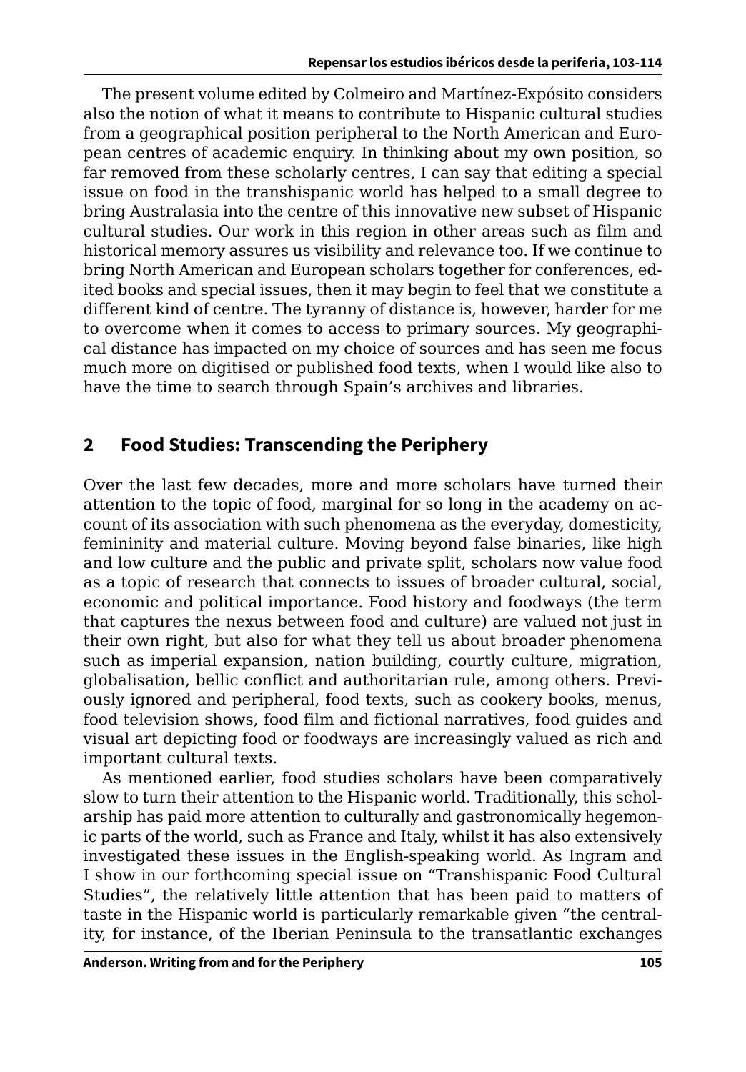The present volume edited by Colmeiro and Martínez-Expósito considers also the notion of what it means to contribute to Hispanic cultural studies from a geographical position peripheral to the North American and European centres of academic enquiry. In thinking about my own position, so far removed from these scholarly centres, I can say that editing a special issue on food in the transhispanic world has helped to a small degree to bring Australasia into the centre of this innovative new subset of Hispanic cultural studies. Our work in this region in other areas such as film and historical memory assures us visibility and relevance too. If we continue to bring North American and European scholars together for conferences, edited books and special issues, then it may begin to feel that we constitute a different kind of centre. The tyranny of distance is, however, harder for me to overcome when it comes to access to primary sources. My geographical distance has impacted on my choice of sources and has seen me focus much more on digitised or published food texts, when I would like also to have the time to search through Spain's archives and libraries.

## 2 Food Studies: Transcending the Periphery

Over the last few decades, more and more scholars have turned their attention to the topic of food, marginal for so long in the academy on account of its association with such phenomena as the everyday, domesticity, femininity and material culture. Moving beyond false binaries, like high and low culture and the public and private split, scholars now value food as a topic of research that connects to issues of broader cultural, social, economic and political importance. Food history and foodways (the term that captures the nexus between food and culture) are valued not just in their own right, but also for what they tell us about broader phenomena such as imperial expansion, nation building, courtly culture, migration, globalisation, bellic conflict and authoritarian rule, among others. Previously ignored and peripheral, food texts, such as cookery books, menus, food television shows, food film and fictional narratives, food guides and visual art depicting food or foodways are increasingly valued as rich and important cultural texts.

As mentioned earlier, food studies scholars have been comparatively slow to turn their attention to the Hispanic world. Traditionally, this scholarship has paid more attention to culturally and gastronomically hegemonic parts of the world, such as France and Italy, whilst it has also extensively investigated these issues in the English-speaking world. As Ingram and I show in our forthcoming special issue on "Transhispanic Food Cultural Studies", the relatively little attention that has been paid to matters of taste in the Hispanic world is particularly remarkable given "the centrality, for instance, of the Iberian Peninsula to the transatlantic exchanges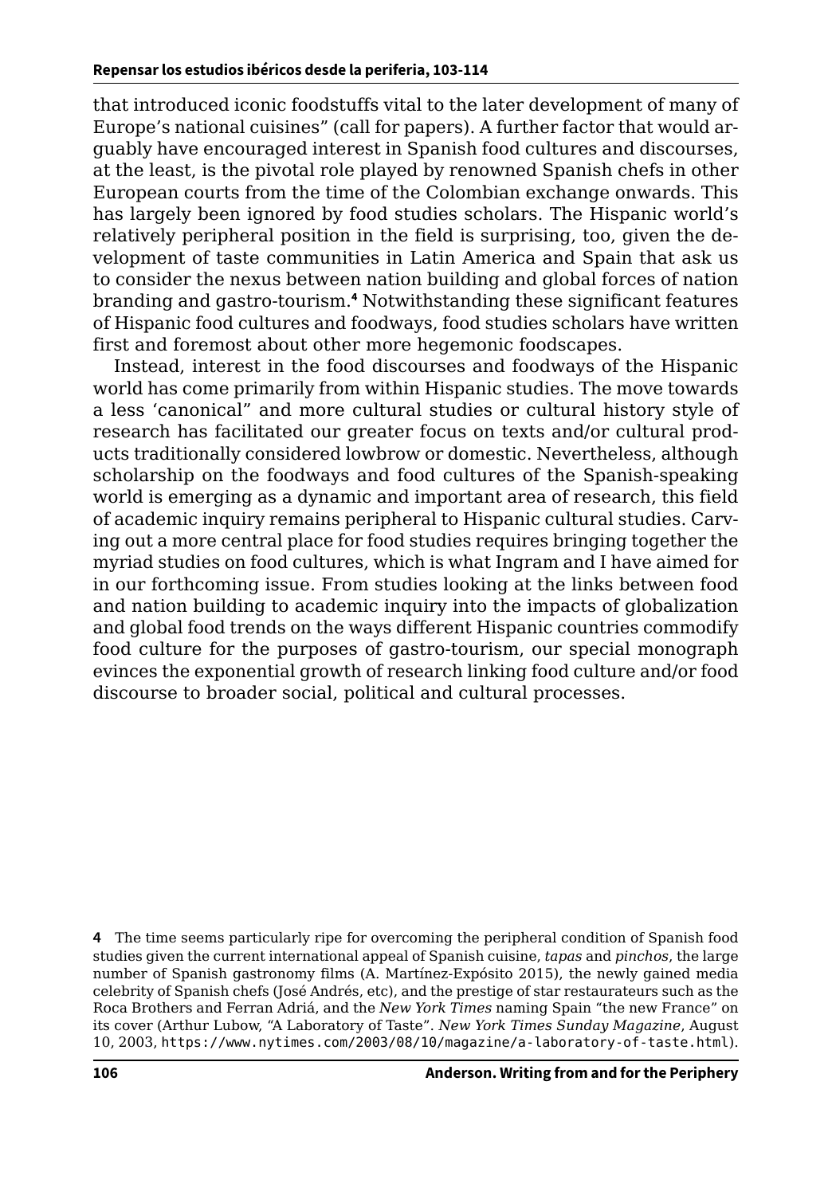that introduced iconic foodstuffs vital to the later development of many of Europe's national cuisines" (call for papers). A further factor that would arguably have encouraged interest in Spanish food cultures and discourses, at the least, is the pivotal role played by renowned Spanish chefs in other European courts from the time of the Colombian exchange onwards. This has largely been ignored by food studies scholars. The Hispanic world's relatively peripheral position in the field is surprising, too, given the development of taste communities in Latin America and Spain that ask us to consider the nexus between nation building and global forces of nation branding and gastro-tourism.[4] Notwithstanding these significant features of Hispanic food cultures and foodways, food studies scholars have written first and foremost about other more hegemonic foodscapes.

Instead, interest in the food discourses and foodways of the Hispanic world has come primarily from within Hispanic studies. The move towards a less 'canonical" and more cultural studies or cultural history style of research has facilitated our greater focus on texts and/or cultural products traditionally considered lowbrow or domestic. Nevertheless, although scholarship on the foodways and food cultures of the Spanish-speaking world is emerging as a dynamic and important area of research, this field of academic inquiry remains peripheral to Hispanic cultural studies. Carving out a more central place for food studies requires bringing together the myriad studies on food cultures, which is what Ingram and I have aimed for in our forthcoming issue. From studies looking at the links between food and nation building to academic inquiry into the impacts of globalization and global food trends on the ways different Hispanic countries commodify food culture for the purposes of gastro-tourism, our special monograph evinces the exponential growth of research linking food culture and/or food discourse to broader social, political and cultural processes.

**4** The time seems particularly ripe for overcoming the peripheral condition of Spanish food studies given the current international appeal of Spanish cuisine, *tapas* and *pinchos*, the large number of Spanish gastronomy films (A. Martínez-Expósito 2015), the newly gained media celebrity of Spanish chefs (José Andrés, etc), and the prestige of star restaurateurs such as the Roca Brothers and Ferran Adriá, and the *New York Times* naming Spain "the new France" on its cover (Arthur Lubow, "A Laboratory of Taste". *New York Times Sunday Magazine*, August 10, 2003, https://www.nytimes.com/2003/08/10/magazine/a-laboratory-of-taste.html).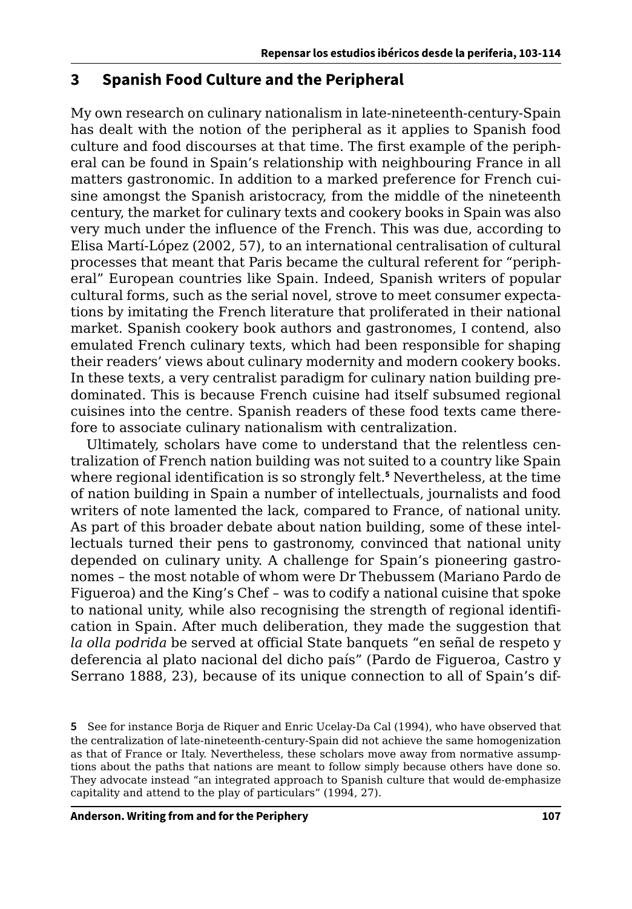## 3 Spanish Food Culture and the Peripheral

My own research on culinary nationalism in late-nineteenth-century-Spain has dealt with the notion of the peripheral as it applies to Spanish food culture and food discourses at that time. The first example of the peripheral can be found in Spain's relationship with neighbouring France in all matters gastronomic. In addition to a marked preference for French cuisine amongst the Spanish aristocracy, from the middle of the nineteenth century, the market for culinary texts and cookery books in Spain was also very much under the influence of the French. This was due, according to Elisa Martí-López (2002, 57), to an international centralisation of cultural processes that meant that Paris became the cultural referent for "peripheral" European countries like Spain. Indeed, Spanish writers of popular cultural forms, such as the serial novel, strove to meet consumer expectations by imitating the French literature that proliferated in their national market. Spanish cookery book authors and gastronomes, I contend, also emulated French culinary texts, which had been responsible for shaping their readers' views about culinary modernity and modern cookery books. In these texts, a very centralist paradigm for culinary nation building predominated. This is because French cuisine had itself subsumed regional cuisines into the centre. Spanish readers of these food texts came therefore to associate culinary nationalism with centralization.

Ultimately, scholars have come to understand that the relentless centralization of French nation building was not suited to a country like Spain where regional identification is so strongly felt.[5] Nevertheless, at the time of nation building in Spain a number of intellectuals, journalists and food writers of note lamented the lack, compared to France, of national unity. As part of this broader debate about nation building, some of these intellectuals turned their pens to gastronomy, convinced that national unity depended on culinary unity. A challenge for Spain's pioneering gastronomes – the most notable of whom were Dr Thebussem (Mariano Pardo de Figueroa) and the King's Chef – was to codify a national cuisine that spoke to national unity, while also recognising the strength of regional identification in Spain. After much deliberation, they made the suggestion that *la olla podrida* be served at official State banquets "en señal de respeto y deferencia al plato nacional del dicho país" (Pardo de Figueroa, Castro y Serrano 1888, 23), because of its unique connection to all of Spain's dif-

**5** See for instance Borja de Riquer and Enric Ucelay-Da Cal (1994), who have observed that the centralization of late-nineteenth-century-Spain did not achieve the same homogenization as that of France or Italy. Nevertheless, these scholars move away from normative assumptions about the paths that nations are meant to follow simply because others have done so. They advocate instead "an integrated approach to Spanish culture that would de-emphasize capitality and attend to the play of particulars" (1994, 27).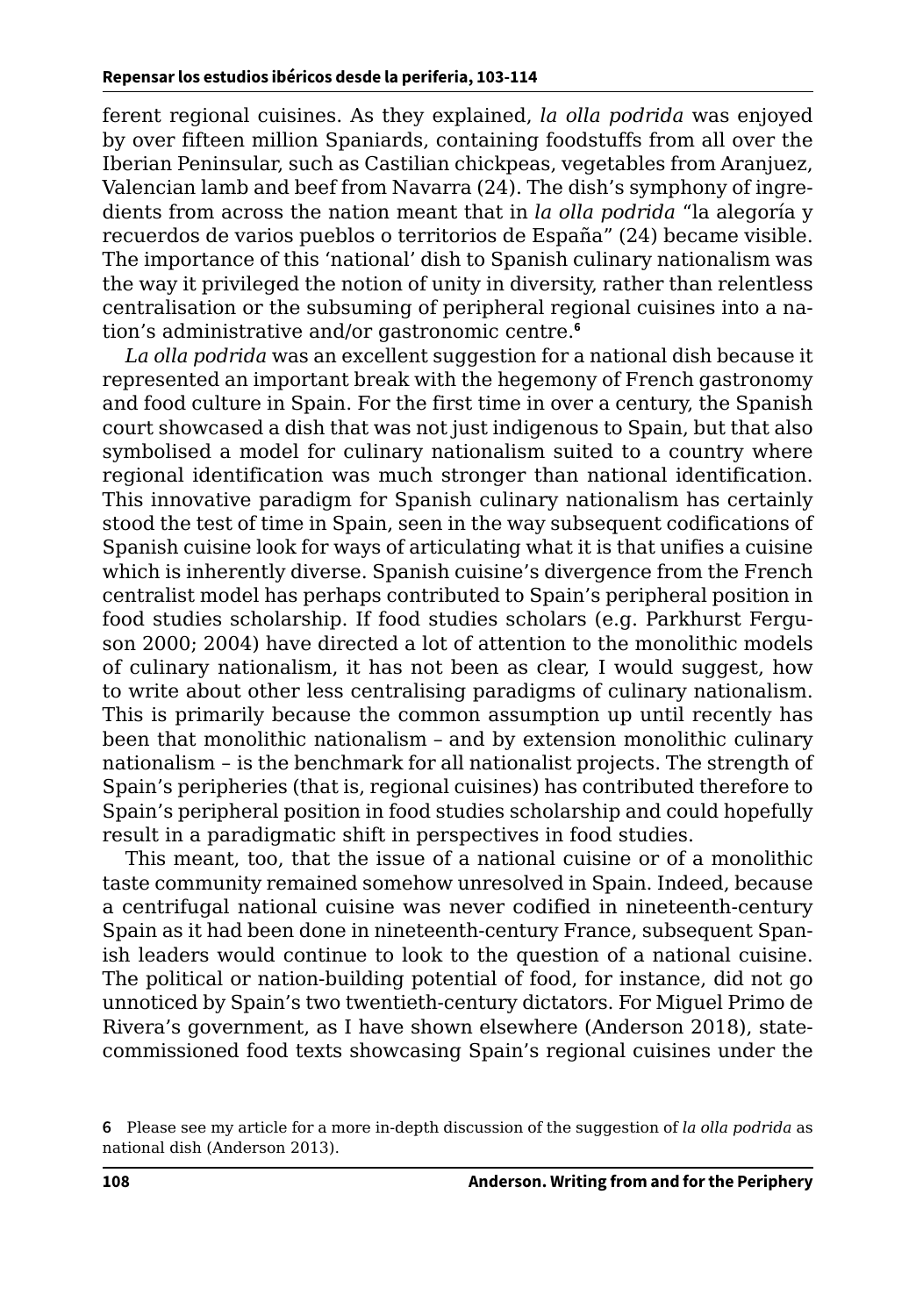ferent regional cuisines. As they explained, *la olla podrida* was enjoyed by over fifteen million Spaniards, containing foodstuffs from all over the Iberian Peninsular, such as Castilian chickpeas, vegetables from Aranjuez, Valencian lamb and beef from Navarra (24). The dish's symphony of ingredients from across the nation meant that in *la olla podrida* "la alegoría y recuerdos de varios pueblos o territorios de España" (24) became visible. The importance of this 'national' dish to Spanish culinary nationalism was the way it privileged the notion of unity in diversity, rather than relentless centralisation or the subsuming of peripheral regional cuisines into a nation's administrative and/or gastronomic centre.[6]

*La olla podrida* was an excellent suggestion for a national dish because it represented an important break with the hegemony of French gastronomy and food culture in Spain. For the first time in over a century, the Spanish court showcased a dish that was not just indigenous to Spain, but that also symbolised a model for culinary nationalism suited to a country where regional identification was much stronger than national identification. This innovative paradigm for Spanish culinary nationalism has certainly stood the test of time in Spain, seen in the way subsequent codifications of Spanish cuisine look for ways of articulating what it is that unifies a cuisine which is inherently diverse. Spanish cuisine's divergence from the French centralist model has perhaps contributed to Spain's peripheral position in food studies scholarship. If food studies scholars (e.g. Parkhurst Ferguson 2000; 2004) have directed a lot of attention to the monolithic models of culinary nationalism, it has not been as clear, I would suggest, how to write about other less centralising paradigms of culinary nationalism. This is primarily because the common assumption up until recently has been that monolithic nationalism – and by extension monolithic culinary nationalism – is the benchmark for all nationalist projects. The strength of Spain's peripheries (that is, regional cuisines) has contributed therefore to Spain's peripheral position in food studies scholarship and could hopefully result in a paradigmatic shift in perspectives in food studies.

This meant, too, that the issue of a national cuisine or of a monolithic taste community remained somehow unresolved in Spain. Indeed, because a centrifugal national cuisine was never codified in nineteenth-century Spain as it had been done in nineteenth-century France, subsequent Spanish leaders would continue to look to the question of a national cuisine. The political or nation-building potential of food, for instance, did not go unnoticed by Spain's two twentieth-century dictators. For Miguel Primo de Rivera's government, as I have shown elsewhere (Anderson 2018), state-commissioned food texts showcasing Spain's regional cuisines under the

[6] Please see my article for a more in-depth discussion of the suggestion of *la olla podrida* as national dish (Anderson 2013).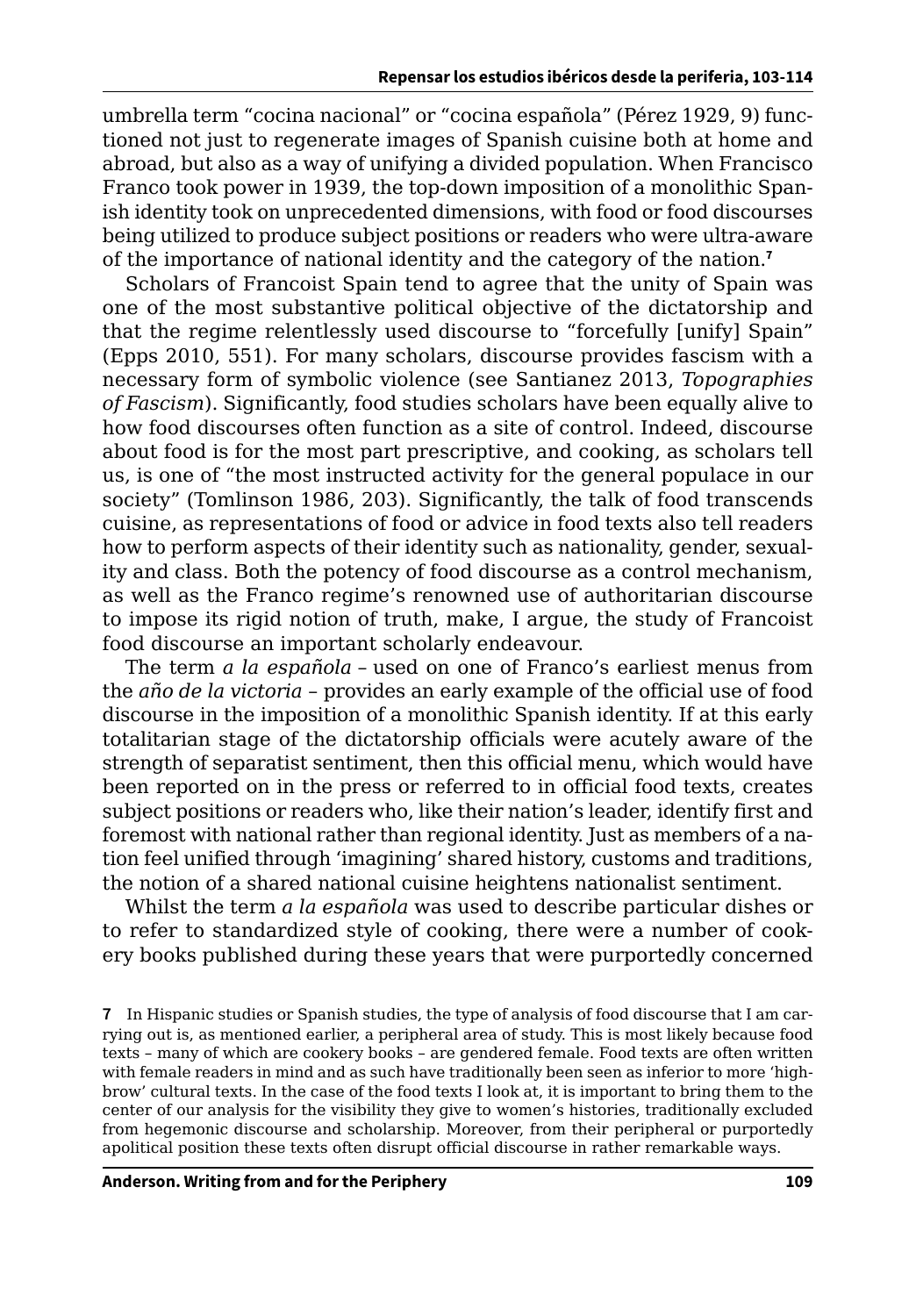umbrella term “cocina nacional” or “cocina española” (Pérez 1929, 9) functioned not just to regenerate images of Spanish cuisine both at home and abroad, but also as a way of unifying a divided population. When Francisco Franco took power in 1939, the top-down imposition of a monolithic Spanish identity took on unprecedented dimensions, with food or food discourses being utilized to produce subject positions or readers who were ultra-aware of the importance of national identity and the category of the nation.[7]

Scholars of Francoist Spain tend to agree that the unity of Spain was one of the most substantive political objective of the dictatorship and that the regime relentlessly used discourse to “forcefully [unify] Spain” (Epps 2010, 551). For many scholars, discourse provides fascism with a necessary form of symbolic violence (see Santianez 2013, *Topographies of Fascism*). Significantly, food studies scholars have been equally alive to how food discourses often function as a site of control. Indeed, discourse about food is for the most part prescriptive, and cooking, as scholars tell us, is one of “the most instructed activity for the general populace in our society” (Tomlinson 1986, 203). Significantly, the talk of food transcends cuisine, as representations of food or advice in food texts also tell readers how to perform aspects of their identity such as nationality, gender, sexuality and class. Both the potency of food discourse as a control mechanism, as well as the Franco regime’s renowned use of authoritarian discourse to impose its rigid notion of truth, make, I argue, the study of Francoist food discourse an important scholarly endeavour.

The term *a la española* – used on one of Franco’s earliest menus from the *año de la victoria* – provides an early example of the official use of food discourse in the imposition of a monolithic Spanish identity. If at this early totalitarian stage of the dictatorship officials were acutely aware of the strength of separatist sentiment, then this official menu, which would have been reported on in the press or referred to in official food texts, creates subject positions or readers who, like their nation’s leader, identify first and foremost with national rather than regional identity. Just as members of a nation feel unified through ‘imagining’ shared history, customs and traditions, the notion of a shared national cuisine heightens nationalist sentiment.

Whilst the term *a la española* was used to describe particular dishes or to refer to standardized style of cooking, there were a number of cookery books published during these years that were purportedly concerned

**7** In Hispanic studies or Spanish studies, the type of analysis of food discourse that I am carrying out is, as mentioned earlier, a peripheral area of study. This is most likely because food texts – many of which are cookery books – are gendered female. Food texts are often written with female readers in mind and as such have traditionally been seen as inferior to more ‘high-brow’ cultural texts. In the case of the food texts I look at, it is important to bring them to the center of our analysis for the visibility they give to women’s histories, traditionally excluded from hegemonic discourse and scholarship. Moreover, from their peripheral or purportedly apolitical position these texts often disrupt official discourse in rather remarkable ways.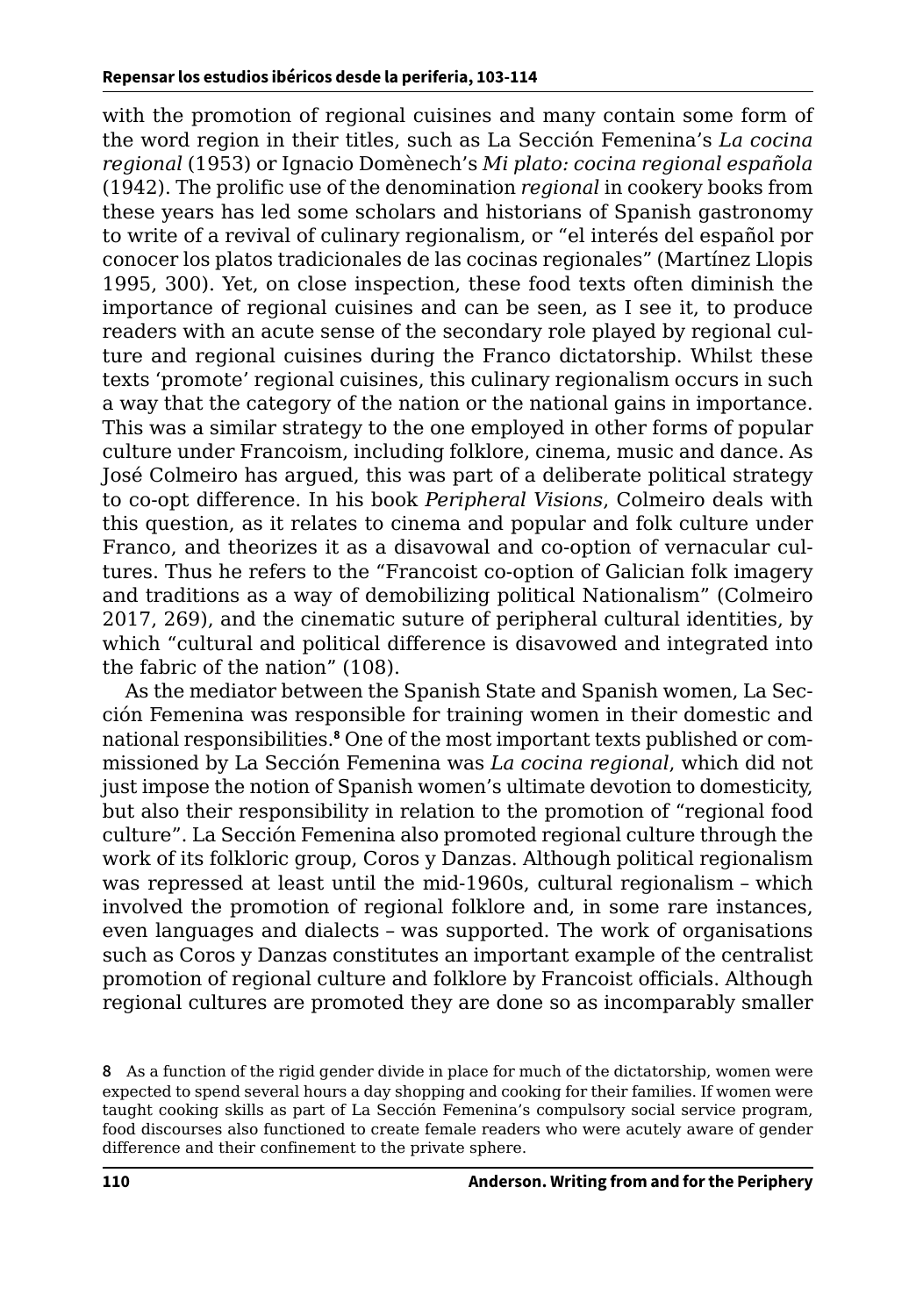with the promotion of regional cuisines and many contain some form of the word region in their titles, such as La Sección Femenina's *La cocina regional* (1953) or Ignacio Domènech's *Mi plato: cocina regional española* (1942). The prolific use of the denomination *regional* in cookery books from these years has led some scholars and historians of Spanish gastronomy to write of a revival of culinary regionalism, or "el interés del español por conocer los platos tradicionales de las cocinas regionales" (Martínez Llopis 1995, 300). Yet, on close inspection, these food texts often diminish the importance of regional cuisines and can be seen, as I see it, to produce readers with an acute sense of the secondary role played by regional culture and regional cuisines during the Franco dictatorship. Whilst these texts 'promote' regional cuisines, this culinary regionalism occurs in such a way that the category of the nation or the national gains in importance. This was a similar strategy to the one employed in other forms of popular culture under Francoism, including folklore, cinema, music and dance. As José Colmeiro has argued, this was part of a deliberate political strategy to co-opt difference. In his book *Peripheral Visions*, Colmeiro deals with this question, as it relates to cinema and popular and folk culture under Franco, and theorizes it as a disavowal and co-option of vernacular cultures. Thus he refers to the "Francoist co-option of Galician folk imagery and traditions as a way of demobilizing political Nationalism" (Colmeiro 2017, 269), and the cinematic suture of peripheral cultural identities, by which "cultural and political difference is disavowed and integrated into the fabric of the nation" (108).

As the mediator between the Spanish State and Spanish women, La Sección Femenina was responsible for training women in their domestic and national responsibilities.[8] One of the most important texts published or commissioned by La Sección Femenina was *La cocina regional*, which did not just impose the notion of Spanish women's ultimate devotion to domesticity, but also their responsibility in relation to the promotion of "regional food culture". La Sección Femenina also promoted regional culture through the work of its folkloric group, Coros y Danzas. Although political regionalism was repressed at least until the mid-1960s, cultural regionalism – which involved the promotion of regional folklore and, in some rare instances, even languages and dialects – was supported. The work of organisations such as Coros y Danzas constitutes an important example of the centralist promotion of regional culture and folklore by Francoist officials. Although regional cultures are promoted they are done so as incomparably smaller

8 As a function of the rigid gender divide in place for much of the dictatorship, women were expected to spend several hours a day shopping and cooking for their families. If women were taught cooking skills as part of La Sección Femenina's compulsory social service program, food discourses also functioned to create female readers who were acutely aware of gender difference and their confinement to the private sphere.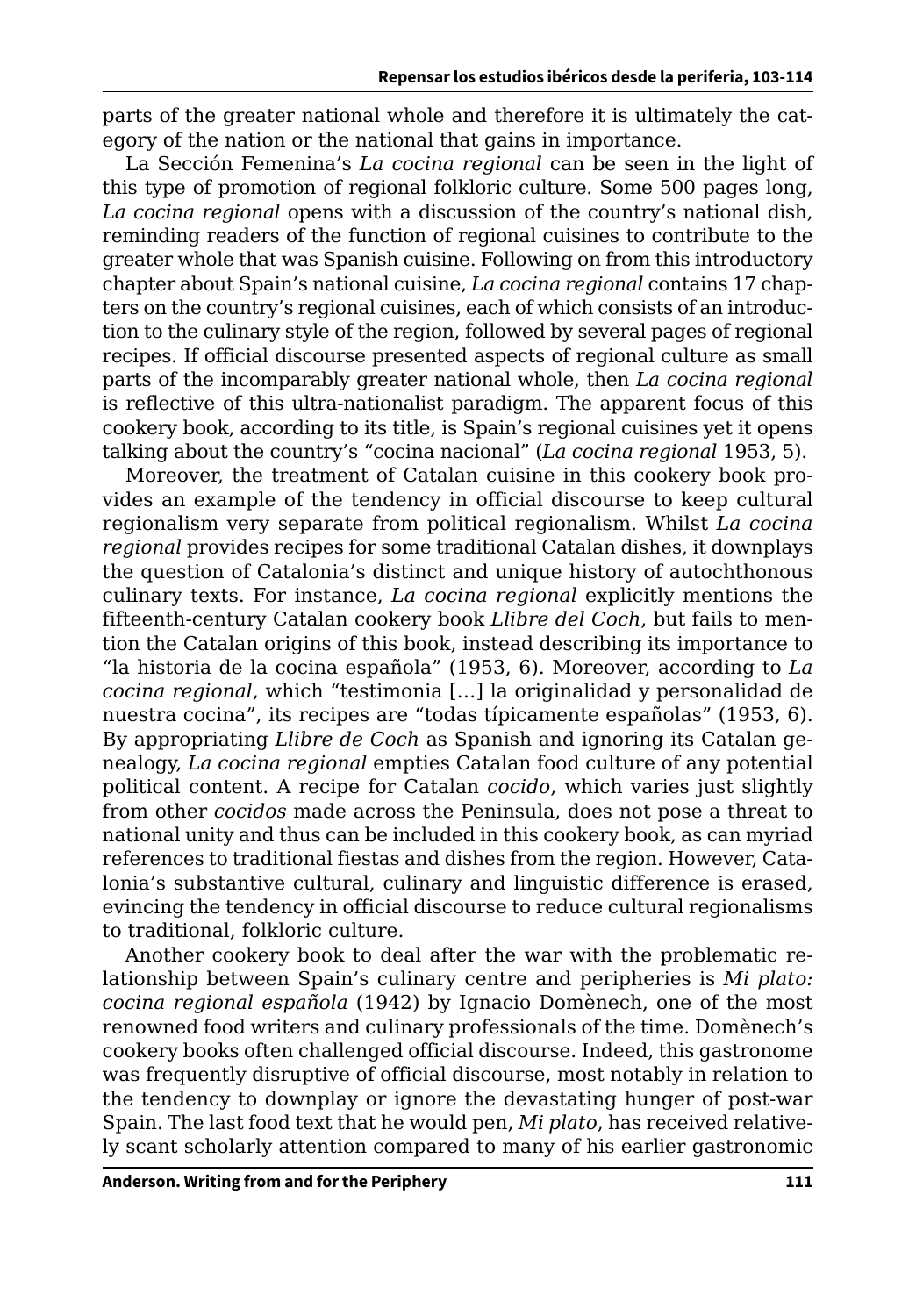parts of the greater national whole and therefore it is ultimately the category of the nation or the national that gains in importance.

La Sección Femenina's *La cocina regional* can be seen in the light of this type of promotion of regional folkloric culture. Some 500 pages long, *La cocina regional* opens with a discussion of the country's national dish, reminding readers of the function of regional cuisines to contribute to the greater whole that was Spanish cuisine. Following on from this introductory chapter about Spain's national cuisine, *La cocina regional* contains 17 chapters on the country's regional cuisines, each of which consists of an introduction to the culinary style of the region, followed by several pages of regional recipes. If official discourse presented aspects of regional culture as small parts of the incomparably greater national whole, then *La cocina regional* is reflective of this ultra-nationalist paradigm. The apparent focus of this cookery book, according to its title, is Spain's regional cuisines yet it opens talking about the country's "cocina nacional" (*La cocina regional* 1953, 5).

Moreover, the treatment of Catalan cuisine in this cookery book provides an example of the tendency in official discourse to keep cultural regionalism very separate from political regionalism. Whilst *La cocina regional* provides recipes for some traditional Catalan dishes, it downplays the question of Catalonia's distinct and unique history of autochthonous culinary texts. For instance, *La cocina regional* explicitly mentions the fifteenth-century Catalan cookery book *Llibre del Coch*, but fails to mention the Catalan origins of this book, instead describing its importance to "la historia de la cocina española" (1953, 6). Moreover, according to *La cocina regional*, which "testimonia […] la originalidad y personalidad de nuestra cocina", its recipes are "todas típicamente españolas" (1953, 6). By appropriating *Llibre de Coch* as Spanish and ignoring its Catalan genealogy, *La cocina regional* empties Catalan food culture of any potential political content. A recipe for Catalan *cocido*, which varies just slightly from other *cocidos* made across the Peninsula, does not pose a threat to national unity and thus can be included in this cookery book, as can myriad references to traditional fiestas and dishes from the region. However, Catalonia's substantive cultural, culinary and linguistic difference is erased, evincing the tendency in official discourse to reduce cultural regionalisms to traditional, folkloric culture.

Another cookery book to deal after the war with the problematic relationship between Spain's culinary centre and peripheries is *Mi plato: cocina regional española* (1942) by Ignacio Domènech, one of the most renowned food writers and culinary professionals of the time. Domènech's cookery books often challenged official discourse. Indeed, this gastronome was frequently disruptive of official discourse, most notably in relation to the tendency to downplay or ignore the devastating hunger of post-war Spain. The last food text that he would pen, *Mi plato*, has received relatively scant scholarly attention compared to many of his earlier gastronomic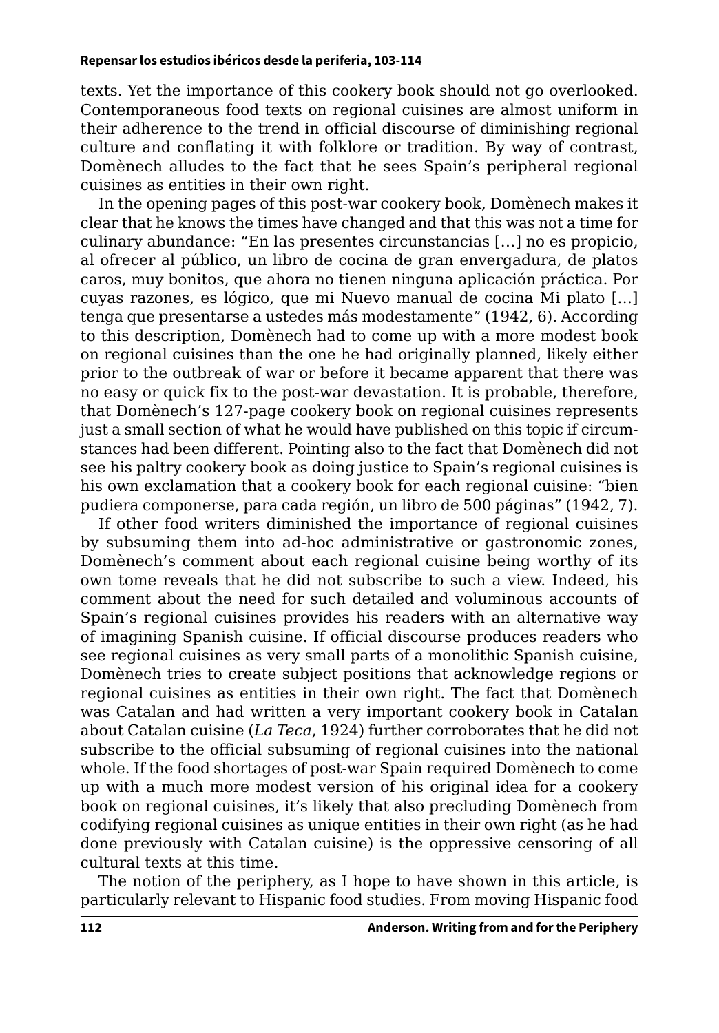texts. Yet the importance of this cookery book should not go overlooked. Contemporaneous food texts on regional cuisines are almost uniform in their adherence to the trend in official discourse of diminishing regional culture and conflating it with folklore or tradition. By way of contrast, Domènech alludes to the fact that he sees Spain's peripheral regional cuisines as entities in their own right.

In the opening pages of this post-war cookery book, Domènech makes it clear that he knows the times have changed and that this was not a time for culinary abundance: "En las presentes circunstancias […] no es propicio, al ofrecer al público, un libro de cocina de gran envergadura, de platos caros, muy bonitos, que ahora no tienen ninguna aplicación práctica. Por cuyas razones, es lógico, que mi Nuevo manual de cocina Mi plato […] tenga que presentarse a ustedes más modestamente" (1942, 6). According to this description, Domènech had to come up with a more modest book on regional cuisines than the one he had originally planned, likely either prior to the outbreak of war or before it became apparent that there was no easy or quick fix to the post-war devastation. It is probable, therefore, that Domènech's 127-page cookery book on regional cuisines represents just a small section of what he would have published on this topic if circumstances had been different. Pointing also to the fact that Domènech did not see his paltry cookery book as doing justice to Spain's regional cuisines is his own exclamation that a cookery book for each regional cuisine: "bien pudiera componerse, para cada región, un libro de 500 páginas" (1942, 7).

If other food writers diminished the importance of regional cuisines by subsuming them into ad-hoc administrative or gastronomic zones, Domènech's comment about each regional cuisine being worthy of its own tome reveals that he did not subscribe to such a view. Indeed, his comment about the need for such detailed and voluminous accounts of Spain's regional cuisines provides his readers with an alternative way of imagining Spanish cuisine. If official discourse produces readers who see regional cuisines as very small parts of a monolithic Spanish cuisine, Domènech tries to create subject positions that acknowledge regions or regional cuisines as entities in their own right. The fact that Domènech was Catalan and had written a very important cookery book in Catalan about Catalan cuisine (*La Teca*, 1924) further corroborates that he did not subscribe to the official subsuming of regional cuisines into the national whole. If the food shortages of post-war Spain required Domènech to come up with a much more modest version of his original idea for a cookery book on regional cuisines, it's likely that also precluding Domènech from codifying regional cuisines as unique entities in their own right (as he had done previously with Catalan cuisine) is the oppressive censoring of all cultural texts at this time.

The notion of the periphery, as I hope to have shown in this article, is particularly relevant to Hispanic food studies. From moving Hispanic food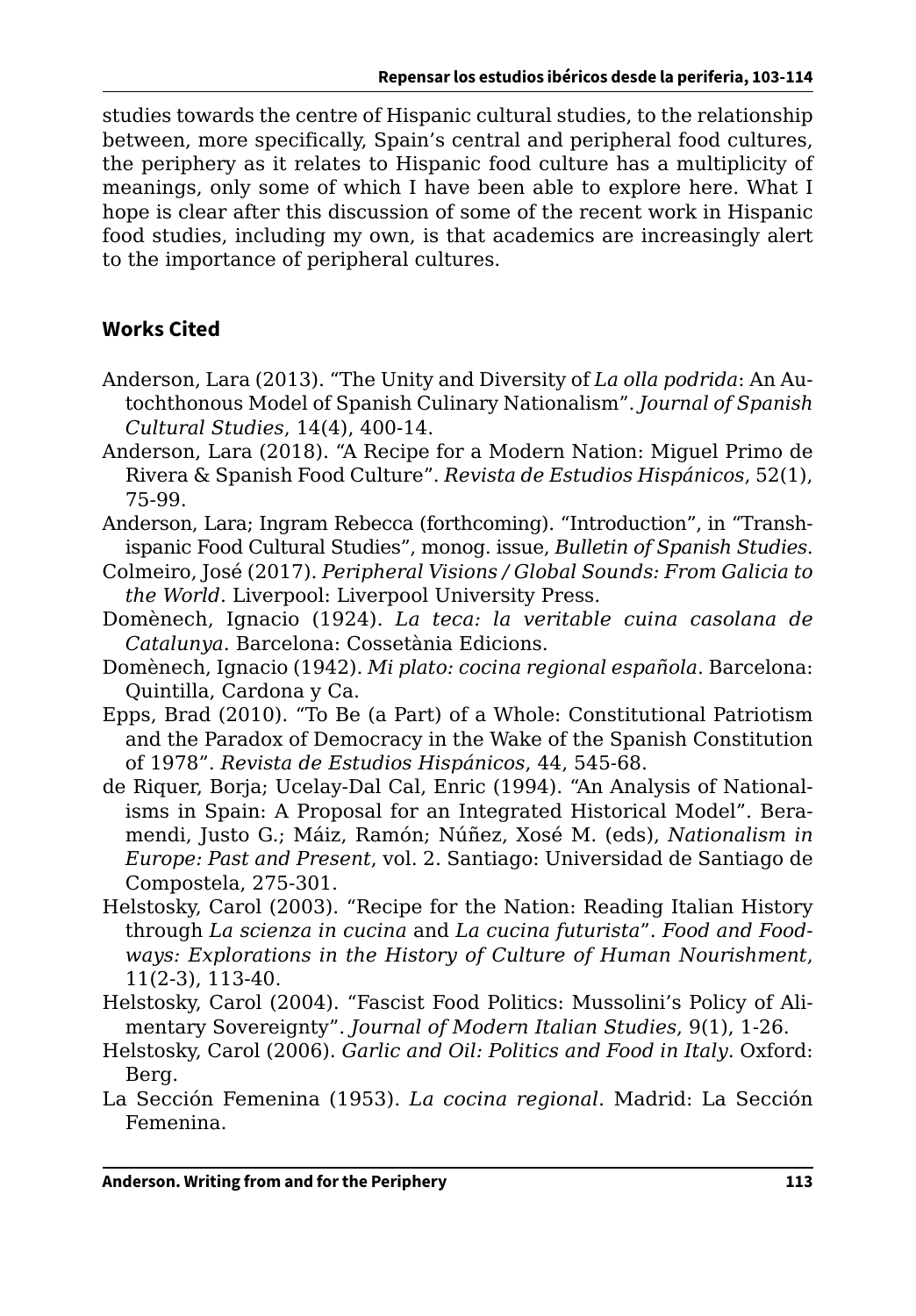studies towards the centre of Hispanic cultural studies, to the relationship between, more specifically, Spain's central and peripheral food cultures, the periphery as it relates to Hispanic food culture has a multiplicity of meanings, only some of which I have been able to explore here. What I hope is clear after this discussion of some of the recent work in Hispanic food studies, including my own, is that academics are increasingly alert to the importance of peripheral cultures.

## Works Cited

Anderson, Lara (2013). "The Unity and Diversity of *La olla podrida*: An Autochthonous Model of Spanish Culinary Nationalism". *Journal of Spanish Cultural Studies*, 14(4), 400-14.

Anderson, Lara (2018). "A Recipe for a Modern Nation: Miguel Primo de Rivera & Spanish Food Culture". *Revista de Estudios Hispánicos*, 52(1), 75-99.

Anderson, Lara; Ingram Rebecca (forthcoming). "Introduction", in "Transhispanic Food Cultural Studies", monog. issue, *Bulletin of Spanish Studies*.

Colmeiro, José (2017). *Peripheral Visions / Global Sounds: From Galicia to the World*. Liverpool: Liverpool University Press.

Domènech, Ignacio (1924). *La teca: la veritable cuina casolana de Catalunya*. Barcelona: Cossetània Edicions.

Domènech, Ignacio (1942). *Mi plato: cocina regional española*. Barcelona: Quintilla, Cardona y Ca.

Epps, Brad (2010). "To Be (a Part) of a Whole: Constitutional Patriotism and the Paradox of Democracy in the Wake of the Spanish Constitution of 1978". *Revista de Estudios Hispánicos*, 44, 545-68.

de Riquer, Borja; Ucelay-Dal Cal, Enric (1994). "An Analysis of Nationalisms in Spain: A Proposal for an Integrated Historical Model". Beramendi, Justo G.; Máiz, Ramón; Núñez, Xosé M. (eds), *Nationalism in Europe: Past and Present*, vol. 2. Santiago: Universidad de Santiago de Compostela, 275-301.

Helstosky, Carol (2003). "Recipe for the Nation: Reading Italian History through *La scienza in cucina* and *La cucina futurista*". *Food and Foodways: Explorations in the History of Culture of Human Nourishment*, 11(2-3), 113-40.

Helstosky, Carol (2004). "Fascist Food Politics: Mussolini's Policy of Alimentary Sovereignty". *Journal of Modern Italian Studies*, 9(1), 1-26.

Helstosky, Carol (2006). *Garlic and Oil: Politics and Food in Italy*. Oxford: Berg.

La Sección Femenina (1953). *La cocina regional*. Madrid: La Sección Femenina.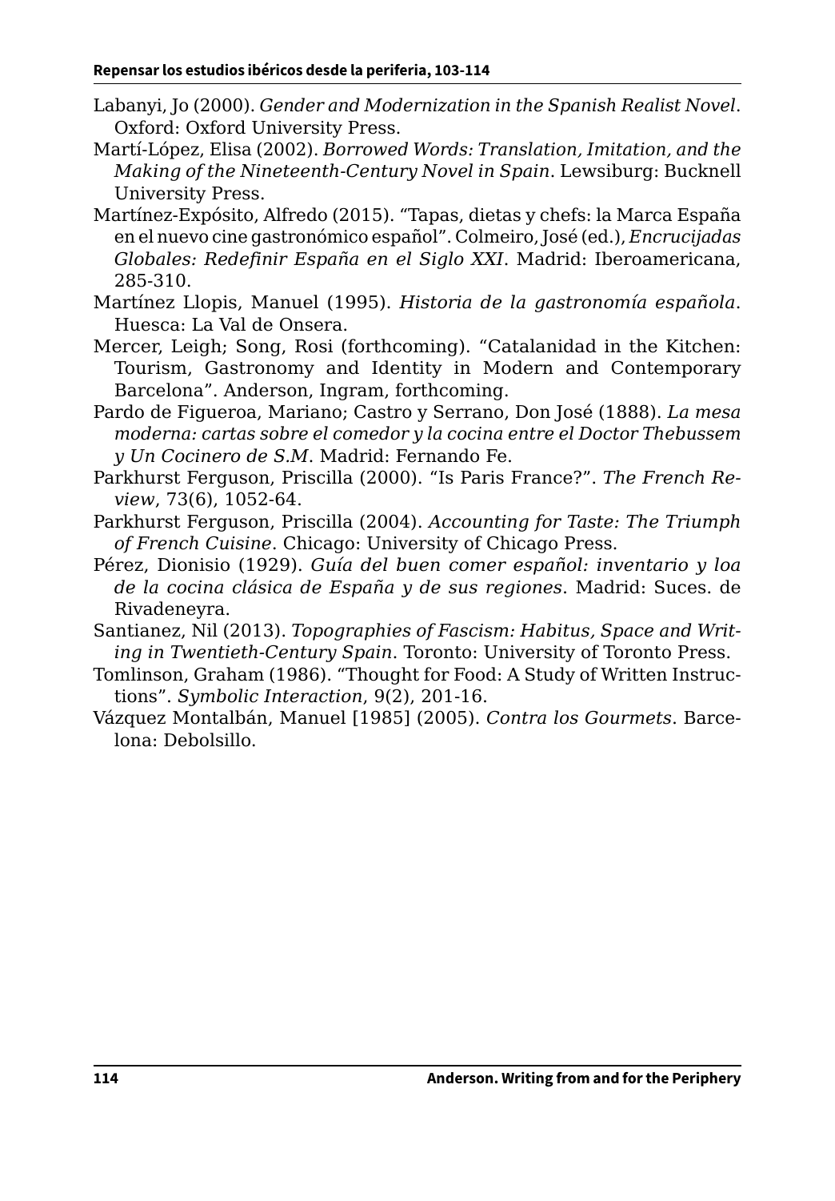Labanyi, Jo (2000). *Gender and Modernization in the Spanish Realist Novel*. Oxford: Oxford University Press.

Martí-López, Elisa (2002). *Borrowed Words: Translation, Imitation, and the Making of the Nineteenth-Century Novel in Spain*. Lewsiburg: Bucknell University Press.

Martínez-Expósito, Alfredo (2015). "Tapas, dietas y chefs: la Marca España en el nuevo cine gastronómico español". Colmeiro, José (ed.), *Encrucijadas Globales: Redefinir España en el Siglo XXI*. Madrid: Iberoamericana, 285-310.

Martínez Llopis, Manuel (1995). *Historia de la gastronomía española*. Huesca: La Val de Onsera.

Mercer, Leigh; Song, Rosi (forthcoming). "Catalanidad in the Kitchen: Tourism, Gastronomy and Identity in Modern and Contemporary Barcelona". Anderson, Ingram, forthcoming.

Pardo de Figueroa, Mariano; Castro y Serrano, Don José (1888). *La mesa moderna: cartas sobre el comedor y la cocina entre el Doctor Thebussem y Un Cocinero de S.M*. Madrid: Fernando Fe.

Parkhurst Ferguson, Priscilla (2000). "Is Paris France?". *The French Review*, 73(6), 1052-64.

Parkhurst Ferguson, Priscilla (2004). *Accounting for Taste: The Triumph of French Cuisine*. Chicago: University of Chicago Press.

Pérez, Dionisio (1929). *Guía del buen comer español: inventario y loa de la cocina clásica de España y de sus regiones*. Madrid: Suces. de Rivadeneyra.

Santianez, Nil (2013). *Topographies of Fascism: Habitus, Space and Writing in Twentieth-Century Spain*. Toronto: University of Toronto Press.

Tomlinson, Graham (1986). "Thought for Food: A Study of Written Instructions". *Symbolic Interaction*, 9(2), 201-16.

Vázquez Montalbán, Manuel [1985] (2005). *Contra los Gourmets*. Barcelona: Debolsillo.